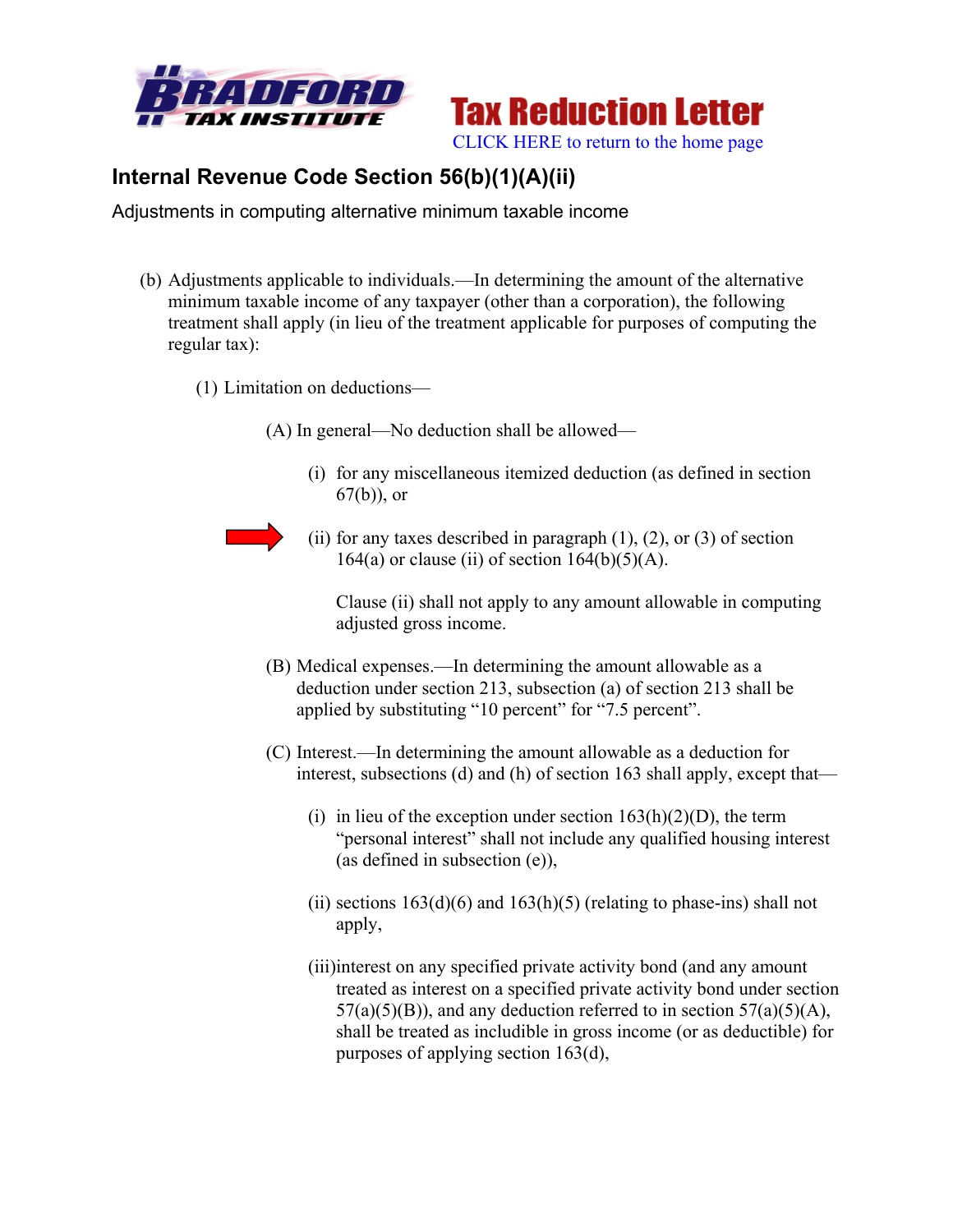Bradford Tax Institute — **Tax Reduction Letter**

CLICK HERE to return to the home page

## Internal Revenue Code Section 56(b)(1)(A)(ii)

Adjustments in computing alternative minimum taxable income

(b) Adjustments applicable to individuals.—In determining the amount of the alternative minimum taxable income of any taxpayer (other than a corporation), the following treatment shall apply (in lieu of the treatment applicable for purposes of computing the regular tax):

(1) Limitation on deductions—

(A) In general—No deduction shall be allowed—

(i) for any miscellaneous itemized deduction (as defined in section 67(b)), or

(ii) for any taxes described in paragraph (1), (2), or (3) of section 164(a) or clause (ii) of section 164(b)(5)(A).

Clause (ii) shall not apply to any amount allowable in computing adjusted gross income.

(B) Medical expenses.—In determining the amount allowable as a deduction under section 213, subsection (a) of section 213 shall be applied by substituting "10 percent" for "7.5 percent".

(C) Interest.—In determining the amount allowable as a deduction for interest, subsections (d) and (h) of section 163 shall apply, except that—

(i) in lieu of the exception under section 163(h)(2)(D), the term "personal interest" shall not include any qualified housing interest (as defined in subsection (e)),

(ii) sections 163(d)(6) and 163(h)(5) (relating to phase-ins) shall not apply,

(iii) interest on any specified private activity bond (and any amount treated as interest on a specified private activity bond under section 57(a)(5)(B)), and any deduction referred to in section 57(a)(5)(A), shall be treated as includible in gross income (or as deductible) for purposes of applying section 163(d),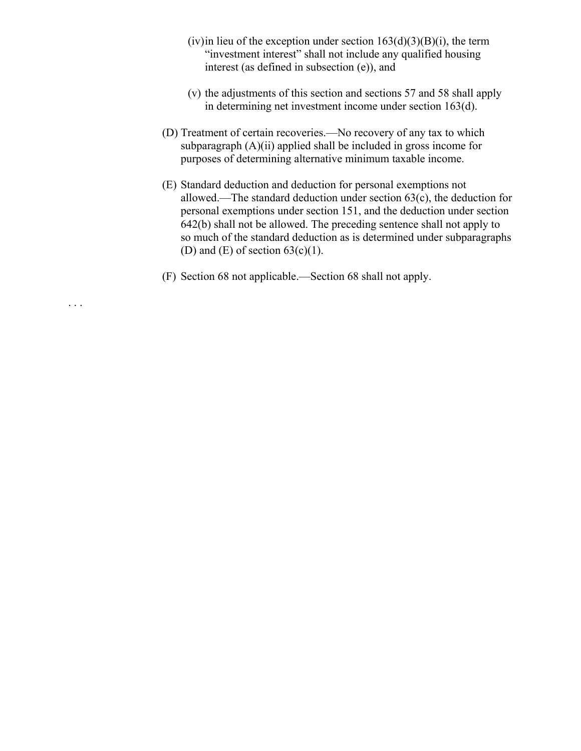(iv) in lieu of the exception under section 163(d)(3)(B)(i), the term "investment interest" shall not include any qualified housing interest (as defined in subsection (e)), and

(v) the adjustments of this section and sections 57 and 58 shall apply in determining net investment income under section 163(d).

(D) Treatment of certain recoveries.—No recovery of any tax to which subparagraph (A)(ii) applied shall be included in gross income for purposes of determining alternative minimum taxable income.

(E) Standard deduction and deduction for personal exemptions not allowed.—The standard deduction under section 63(c), the deduction for personal exemptions under section 151, and the deduction under section 642(b) shall not be allowed. The preceding sentence shall not apply to so much of the standard deduction as is determined under subparagraphs (D) and (E) of section 63(c)(1).

(F) Section 68 not applicable.—Section 68 shall not apply.

. . .